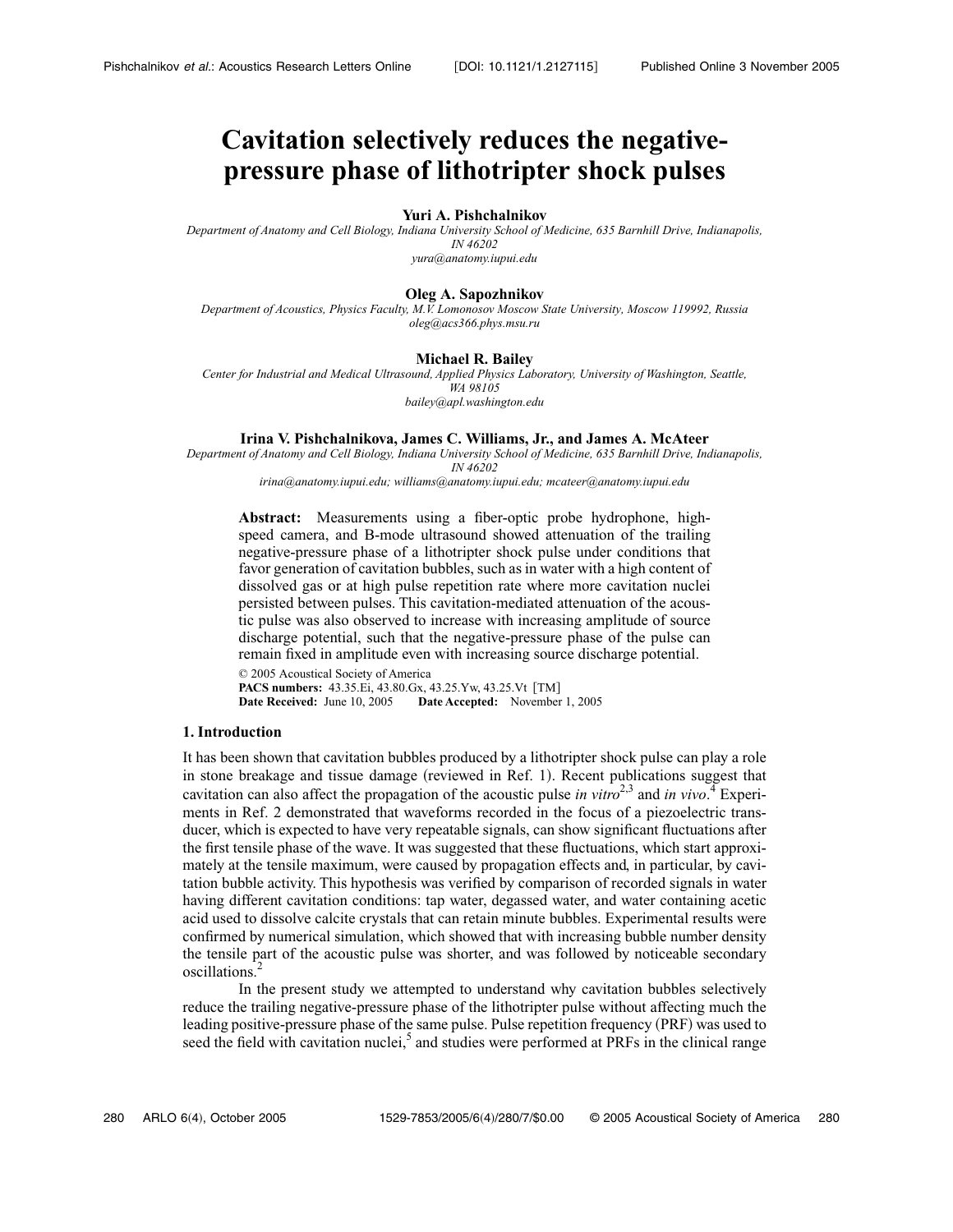# Cavitation selectively reduces the negative-pressure phase of lithotripter shock pulses

**Yuri A. Pishchalnikov**

*Department of Anatomy and Cell Biology, Indiana University School of Medicine, 635 Barnhill Drive, Indianapolis, IN 46202*
*yura@anatomy.iupui.edu*

**Oleg A. Sapozhnikov**

*Department of Acoustics, Physics Faculty, M.V. Lomonosov Moscow State University, Moscow 119992, Russia*
*oleg@acs366.phys.msu.ru*

**Michael R. Bailey**

*Center for Industrial and Medical Ultrasound, Applied Physics Laboratory, University of Washington, Seattle, WA 98105*
*bailey@apl.washington.edu*

**Irina V. Pishchalnikova, James C. Williams, Jr., and James A. McAteer**

*Department of Anatomy and Cell Biology, Indiana University School of Medicine, 635 Barnhill Drive, Indianapolis, IN 46202*
*irina@anatomy.iupui.edu; williams@anatomy.iupui.edu; mcateer@anatomy.iupui.edu*

**Abstract:** Measurements using a fiber-optic probe hydrophone, high-speed camera, and B-mode ultrasound showed attenuation of the trailing negative-pressure phase of a lithotripter shock pulse under conditions that favor generation of cavitation bubbles, such as in water with a high content of dissolved gas or at high pulse repetition rate where more cavitation nuclei persisted between pulses. This cavitation-mediated attenuation of the acoustic pulse was also observed to increase with increasing amplitude of source discharge potential, such that the negative-pressure phase of the pulse can remain fixed in amplitude even with increasing source discharge potential.

© 2005 Acoustical Society of America
**PACS numbers:** 43.35.Ei, 43.80.Gx, 43.25.Yw, 43.25.Vt [TM]
**Date Received:** June 10, 2005 **Date Accepted:** November 1, 2005

## 1. Introduction

It has been shown that cavitation bubbles produced by a lithotripter shock pulse can play a role in stone breakage and tissue damage (reviewed in Ref. 1). Recent publications suggest that cavitation can also affect the propagation of the acoustic pulse *in vitro*[2,3] and *in vivo*.[4] Experiments in Ref. 2 demonstrated that waveforms recorded in the focus of a piezoelectric transducer, which is expected to have very repeatable signals, can show significant fluctuations after the first tensile phase of the wave. It was suggested that these fluctuations, which start approximately at the tensile maximum, were caused by propagation effects and, in particular, by cavitation bubble activity. This hypothesis was verified by comparison of recorded signals in water having different cavitation conditions: tap water, degassed water, and water containing acetic acid used to dissolve calcite crystals that can retain minute bubbles. Experimental results were confirmed by numerical simulation, which showed that with increasing bubble number density the tensile part of the acoustic pulse was shorter, and was followed by noticeable secondary oscillations.[2]

In the present study we attempted to understand why cavitation bubbles selectively reduce the trailing negative-pressure phase of the lithotripter pulse without affecting much the leading positive-pressure phase of the same pulse. Pulse repetition frequency (PRF) was used to seed the field with cavitation nuclei,[5] and studies were performed at PRFs in the clinical range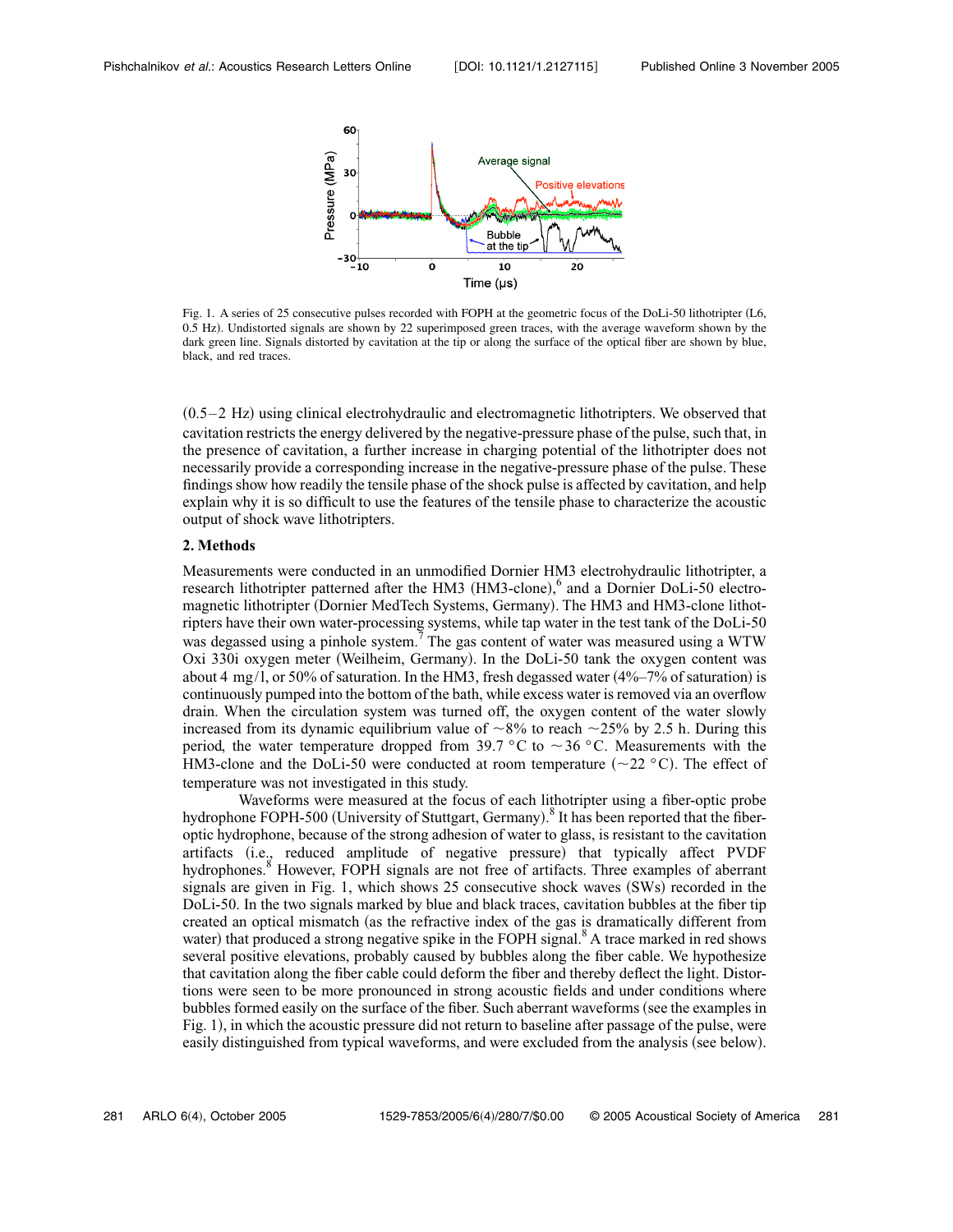Fig. 1. A series of 25 consecutive pulses recorded with FOPH at the geometric focus of the DoLi-50 lithotripter (L6, 0.5 Hz). Undistorted signals are shown by 22 superimposed green traces, with the average waveform shown by the dark green line. Signals distorted by cavitation at the tip or along the surface of the optical fiber are shown by blue, black, and red traces.

(0.5–2 Hz) using clinical electrohydraulic and electromagnetic lithotripters. We observed that cavitation restricts the energy delivered by the negative-pressure phase of the pulse, such that, in the presence of cavitation, a further increase in charging potential of the lithotripter does not necessarily provide a corresponding increase in the negative-pressure phase of the pulse. These findings show how readily the tensile phase of the shock pulse is affected by cavitation, and help explain why it is so difficult to use the features of the tensile phase to characterize the acoustic output of shock wave lithotripters.

## 2. Methods

Measurements were conducted in an unmodified Dornier HM3 electrohydraulic lithotripter, a research lithotripter patterned after the HM3 (HM3-clone),[6] and a Dornier DoLi-50 electromagnetic lithotripter (Dornier MedTech Systems, Germany). The HM3 and HM3-clone lithotripters have their own water-processing systems, while tap water in the test tank of the DoLi-50 was degassed using a pinhole system.[7] The gas content of water was measured using a WTW Oxi 330i oxygen meter (Weilheim, Germany). In the DoLi-50 tank the oxygen content was about 4 mg/l, or 50% of saturation. In the HM3, fresh degassed water (4%–7% of saturation) is continuously pumped into the bottom of the bath, while excess water is removed via an overflow drain. When the circulation system was turned off, the oxygen content of the water slowly increased from its dynamic equilibrium value of ~8% to reach ~25% by 2.5 h. During this period, the water temperature dropped from 39.7 °C to ~36 °C. Measurements with the HM3-clone and the DoLi-50 were conducted at room temperature (~22 °C). The effect of temperature was not investigated in this study.

Waveforms were measured at the focus of each lithotripter using a fiber-optic probe hydrophone FOPH-500 (University of Stuttgart, Germany).[8] It has been reported that the fiber-optic hydrophone, because of the strong adhesion of water to glass, is resistant to the cavitation artifacts (i.e., reduced amplitude of negative pressure) that typically affect PVDF hydrophones.[8] However, FOPH signals are not free of artifacts. Three examples of aberrant signals are given in Fig. 1, which shows 25 consecutive shock waves (SWs) recorded in the DoLi-50. In the two signals marked by blue and black traces, cavitation bubbles at the fiber tip created an optical mismatch (as the refractive index of the gas is dramatically different from water) that produced a strong negative spike in the FOPH signal.[8] A trace marked in red shows several positive elevations, probably caused by bubbles along the fiber cable. We hypothesize that cavitation along the fiber cable could deform the fiber and thereby deflect the light. Distortions were seen to be more pronounced in strong acoustic fields and under conditions where bubbles formed easily on the surface of the fiber. Such aberrant waveforms (see the examples in Fig. 1), in which the acoustic pressure did not return to baseline after passage of the pulse, were easily distinguished from typical waveforms, and were excluded from the analysis (see below).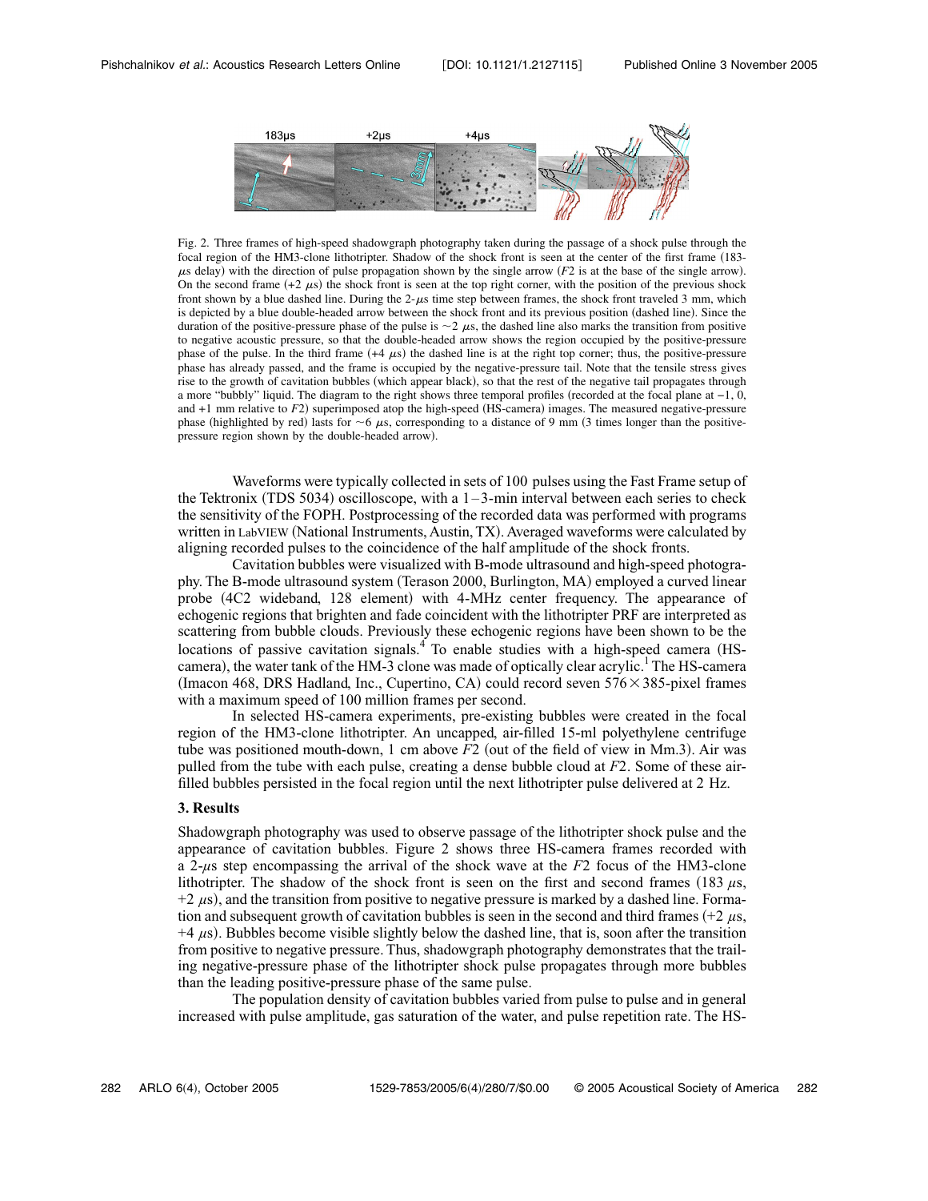Fig. 2. Three frames of high-speed shadowgraph photography taken during the passage of a shock pulse through the focal region of the HM3-clone lithotripter. Shadow of the shock front is seen at the center of the first frame (183-$\mu$s delay) with the direction of pulse propagation shown by the single arrow ($F2$ is at the base of the single arrow). On the second frame (+2 $\mu$s) the shock front is seen at the top right corner, with the position of the previous shock front shown by a blue dashed line. During the 2-$\mu$s time step between frames, the shock front traveled 3 mm, which is depicted by a blue double-headed arrow between the shock front and its previous position (dashed line). Since the duration of the positive-pressure phase of the pulse is $\sim$2 $\mu$s, the dashed line also marks the transition from positive to negative acoustic pressure, so that the double-headed arrow shows the region occupied by the positive-pressure phase of the pulse. In the third frame (+4 $\mu$s) the dashed line is at the right top corner; thus, the positive-pressure phase has already passed, and the frame is occupied by the negative-pressure tail. Note that the tensile stress gives rise to the growth of cavitation bubbles (which appear black), so that the rest of the negative tail propagates through a more "bubbly" liquid. The diagram to the right shows three temporal profiles (recorded at the focal plane at −1, 0, and +1 mm relative to $F2$) superimposed atop the high-speed (HS-camera) images. The measured negative-pressure phase (highlighted by red) lasts for $\sim$6 $\mu$s, corresponding to a distance of 9 mm (3 times longer than the positive-pressure region shown by the double-headed arrow).

Waveforms were typically collected in sets of 100 pulses using the Fast Frame setup of the Tektronix (TDS 5034) oscilloscope, with a 1–3-min interval between each series to check the sensitivity of the FOPH. Postprocessing of the recorded data was performed with programs written in LabVIEW (National Instruments, Austin, TX). Averaged waveforms were calculated by aligning recorded pulses to the coincidence of the half amplitude of the shock fronts.

Cavitation bubbles were visualized with B-mode ultrasound and high-speed photography. The B-mode ultrasound system (Terason 2000, Burlington, MA) employed a curved linear probe (4C2 wideband, 128 element) with 4-MHz center frequency. The appearance of echogenic regions that brighten and fade coincident with the lithotripter PRF are interpreted as scattering from bubble clouds. Previously these echogenic regions have been shown to be the locations of passive cavitation signals.[4] To enable studies with a high-speed camera (HS-camera), the water tank of the HM-3 clone was made of optically clear acrylic.[1] The HS-camera (Imacon 468, DRS Hadland, Inc., Cupertino, CA) could record seven $576 \times 385$-pixel frames with a maximum speed of 100 million frames per second.

In selected HS-camera experiments, pre-existing bubbles were created in the focal region of the HM3-clone lithotripter. An uncapped, air-filled 15-ml polyethylene centrifuge tube was positioned mouth-down, 1 cm above $F2$ (out of the field of view in Mm.3). Air was pulled from the tube with each pulse, creating a dense bubble cloud at $F2$. Some of these air-filled bubbles persisted in the focal region until the next lithotripter pulse delivered at 2 Hz.

## 3. Results

Shadowgraph photography was used to observe passage of the lithotripter shock pulse and the appearance of cavitation bubbles. Figure 2 shows three HS-camera frames recorded with a 2-$\mu$s step encompassing the arrival of the shock wave at the $F2$ focus of the HM3-clone lithotripter. The shadow of the shock front is seen on the first and second frames (183 $\mu$s, +2 $\mu$s), and the transition from positive to negative pressure is marked by a dashed line. Formation and subsequent growth of cavitation bubbles is seen in the second and third frames (+2 $\mu$s, +4 $\mu$s). Bubbles become visible slightly below the dashed line, that is, soon after the transition from positive to negative pressure. Thus, shadowgraph photography demonstrates that the trailing negative-pressure phase of the lithotripter shock pulse propagates through more bubbles than the leading positive-pressure phase of the same pulse.

The population density of cavitation bubbles varied from pulse to pulse and in general increased with pulse amplitude, gas saturation of the water, and pulse repetition rate. The HS-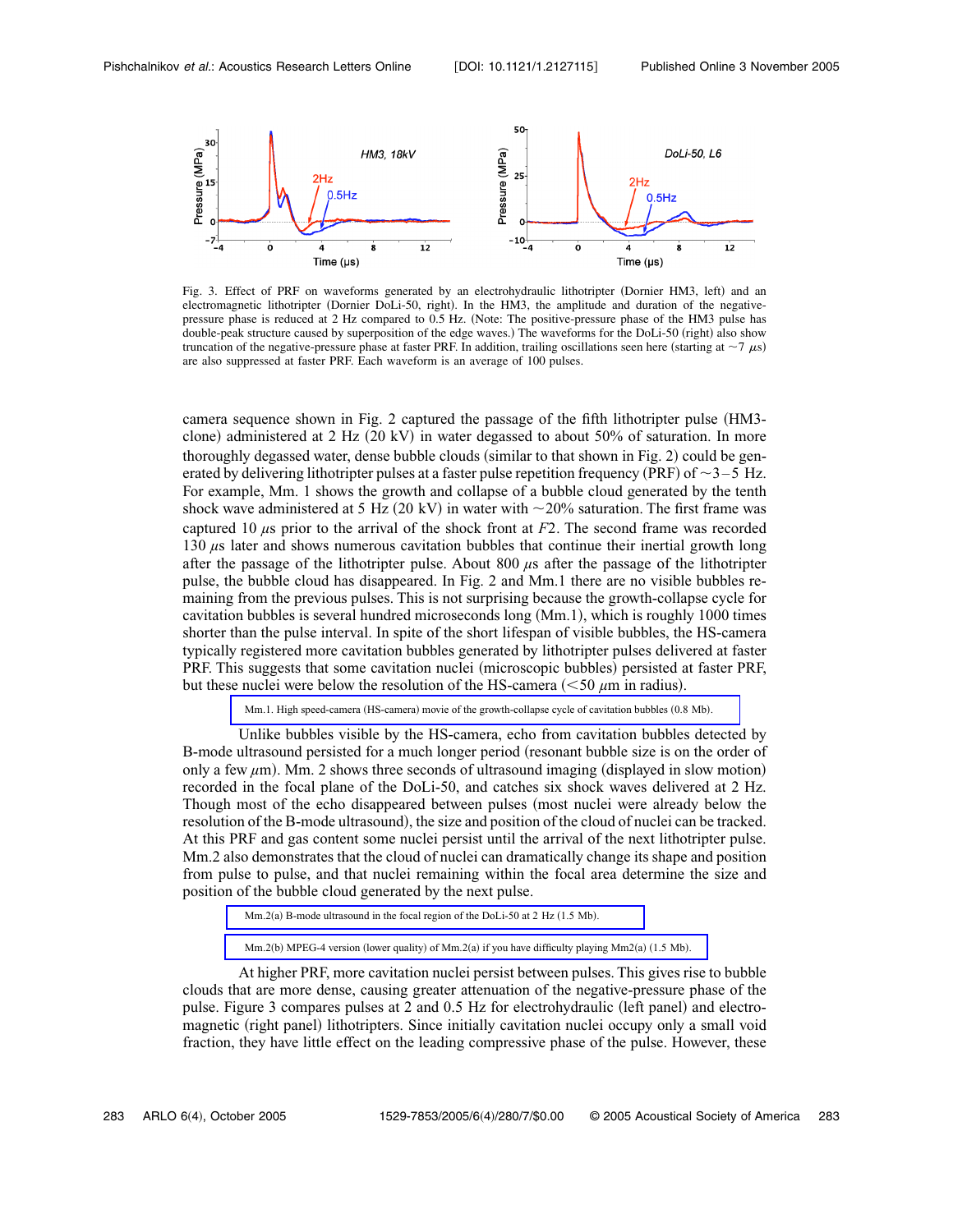Fig. 3. Effect of PRF on waveforms generated by an electrohydraulic lithotripter (Dornier HM3, left) and an electromagnetic lithotripter (Dornier DoLi-50, right). In the HM3, the amplitude and duration of the negative-pressure phase is reduced at 2 Hz compared to 0.5 Hz. (Note: The positive-pressure phase of the HM3 pulse has double-peak structure caused by superposition of the edge waves.) The waveforms for the DoLi-50 (right) also show truncation of the negative-pressure phase at faster PRF. In addition, trailing oscillations seen here (starting at ~7 μs) are also suppressed at faster PRF. Each waveform is an average of 100 pulses.

camera sequence shown in Fig. 2 captured the passage of the fifth lithotripter pulse (HM3-clone) administered at 2 Hz (20 kV) in water degassed to about 50% of saturation. In more thoroughly degassed water, dense bubble clouds (similar to that shown in Fig. 2) could be generated by delivering lithotripter pulses at a faster pulse repetition frequency (PRF) of ~3–5 Hz. For example, Mm. 1 shows the growth and collapse of a bubble cloud generated by the tenth shock wave administered at 5 Hz (20 kV) in water with ~20% saturation. The first frame was captured 10 μs prior to the arrival of the shock front at $F2$. The second frame was recorded 130 μs later and shows numerous cavitation bubbles that continue their inertial growth long after the passage of the lithotripter pulse. About 800 μs after the passage of the lithotripter pulse, the bubble cloud has disappeared. In Fig. 2 and Mm.1 there are no visible bubbles remaining from the previous pulses. This is not surprising because the growth-collapse cycle for cavitation bubbles is several hundred microseconds long (Mm.1), which is roughly 1000 times shorter than the pulse interval. In spite of the short lifespan of visible bubbles, the HS-camera typically registered more cavitation bubbles generated by lithotripter pulses delivered at faster PRF. This suggests that some cavitation nuclei (microscopic bubbles) persisted at faster PRF, but these nuclei were below the resolution of the HS-camera (<50 μm in radius).

Mm.1. High speed-camera (HS-camera) movie of the growth-collapse cycle of cavitation bubbles (0.8 Mb).

Unlike bubbles visible by the HS-camera, echo from cavitation bubbles detected by B-mode ultrasound persisted for a much longer period (resonant bubble size is on the order of only a few μm). Mm. 2 shows three seconds of ultrasound imaging (displayed in slow motion) recorded in the focal plane of the DoLi-50, and catches six shock waves delivered at 2 Hz. Though most of the echo disappeared between pulses (most nuclei were already below the resolution of the B-mode ultrasound), the size and position of the cloud of nuclei can be tracked. At this PRF and gas content some nuclei persist until the arrival of the next lithotripter pulse. Mm.2 also demonstrates that the cloud of nuclei can dramatically change its shape and position from pulse to pulse, and that nuclei remaining within the focal area determine the size and position of the bubble cloud generated by the next pulse.

Mm.2(a) B-mode ultrasound in the focal region of the DoLi-50 at 2 Hz (1.5 Mb).

Mm.2(b) MPEG-4 version (lower quality) of Mm.2(a) if you have difficulty playing Mm2(a) (1.5 Mb).

At higher PRF, more cavitation nuclei persist between pulses. This gives rise to bubble clouds that are more dense, causing greater attenuation of the negative-pressure phase of the pulse. Figure 3 compares pulses at 2 and 0.5 Hz for electrohydraulic (left panel) and electromagnetic (right panel) lithotripters. Since initially cavitation nuclei occupy only a small void fraction, they have little effect on the leading compressive phase of the pulse. However, these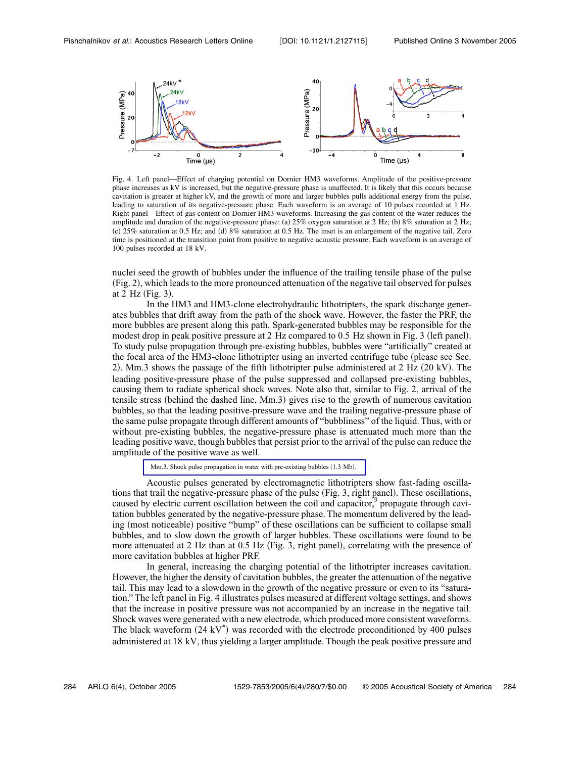Fig. 4. Left panel—Effect of charging potential on Dornier HM3 waveforms. Amplitude of the positive-pressure phase increases as kV is increased, but the negative-pressure phase is unaffected. It is likely that this occurs because cavitation is greater at higher kV, and the growth of more and larger bubbles pulls additional energy from the pulse, leading to saturation of its negative-pressure phase. Each waveform is an average of 10 pulses recorded at 1 Hz. Right panel—Effect of gas content on Dornier HM3 waveforms. Increasing the gas content of the water reduces the amplitude and duration of the negative-pressure phase: (a) 25% oxygen saturation at 2 Hz; (b) 8% saturation at 2 Hz; (c) 25% saturation at 0.5 Hz; and (d) 8% saturation at 0.5 Hz. The inset is an enlargement of the negative tail. Zero time is positioned at the transition point from positive to negative acoustic pressure. Each waveform is an average of 100 pulses recorded at 18 kV.

nuclei seed the growth of bubbles under the influence of the trailing tensile phase of the pulse (Fig. 2), which leads to the more pronounced attenuation of the negative tail observed for pulses at 2 Hz (Fig. 3).

In the HM3 and HM3-clone electrohydraulic lithotripters, the spark discharge generates bubbles that drift away from the path of the shock wave. However, the faster the PRF, the more bubbles are present along this path. Spark-generated bubbles may be responsible for the modest drop in peak positive pressure at 2 Hz compared to 0.5 Hz shown in Fig. 3 (left panel). To study pulse propagation through pre-existing bubbles, bubbles were "artificially" created at the focal area of the HM3-clone lithotripter using an inverted centrifuge tube (please see Sec. 2). Mm.3 shows the passage of the fifth lithotripter pulse administered at 2 Hz (20 kV). The leading positive-pressure phase of the pulse suppressed and collapsed pre-existing bubbles, causing them to radiate spherical shock waves. Note also that, similar to Fig. 2, arrival of the tensile stress (behind the dashed line, Mm.3) gives rise to the growth of numerous cavitation bubbles, so that the leading positive-pressure wave and the trailing negative-pressure phase of the same pulse propagate through different amounts of "bubbliness" of the liquid. Thus, with or without pre-existing bubbles, the negative-pressure phase is attenuated much more than the leading positive wave, though bubbles that persist prior to the arrival of the pulse can reduce the amplitude of the positive wave as well.

Mm.3. Shock pulse propagation in water with pre-existing bubbles (1.3 Mb).

Acoustic pulses generated by electromagnetic lithotripters show fast-fading oscillations that trail the negative-pressure phase of the pulse (Fig. 3, right panel). These oscillations, caused by electric current oscillation between the coil and capacitor,[9] propagate through cavitation bubbles generated by the negative-pressure phase. The momentum delivered by the leading (most noticeable) positive "bump" of these oscillations can be sufficient to collapse small bubbles, and to slow down the growth of larger bubbles. These oscillations were found to be more attenuated at 2 Hz than at 0.5 Hz (Fig. 3, right panel), correlating with the presence of more cavitation bubbles at higher PRF.

In general, increasing the charging potential of the lithotripter increases cavitation. However, the higher the density of cavitation bubbles, the greater the attenuation of the negative tail. This may lead to a slowdown in the growth of the negative pressure or even to its "saturation." The left panel in Fig. 4 illustrates pulses measured at different voltage settings, and shows that the increase in positive pressure was not accompanied by an increase in the negative tail. Shock waves were generated with a new electrode, which produced more consistent waveforms. The black waveform (24 kV*) was recorded with the electrode preconditioned by 400 pulses administered at 18 kV, thus yielding a larger amplitude. Though the peak positive pressure and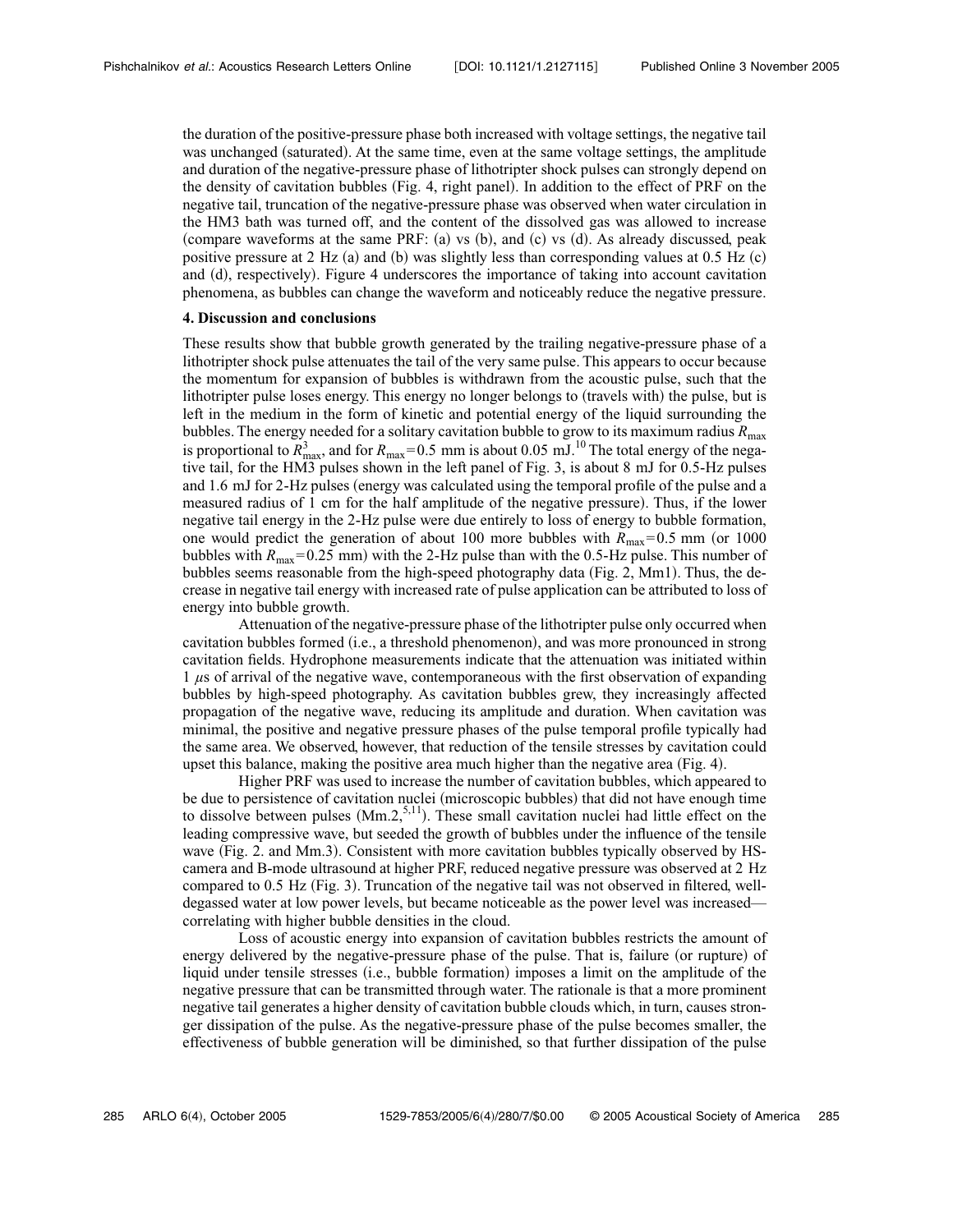the duration of the positive-pressure phase both increased with voltage settings, the negative tail was unchanged (saturated). At the same time, even at the same voltage settings, the amplitude and duration of the negative-pressure phase of lithotripter shock pulses can strongly depend on the density of cavitation bubbles (Fig. 4, right panel). In addition to the effect of PRF on the negative tail, truncation of the negative-pressure phase was observed when water circulation in the HM3 bath was turned off, and the content of the dissolved gas was allowed to increase (compare waveforms at the same PRF: (a) vs (b), and (c) vs (d). As already discussed, peak positive pressure at 2 Hz (a) and (b) was slightly less than corresponding values at 0.5 Hz (c) and (d), respectively). Figure 4 underscores the importance of taking into account cavitation phenomena, as bubbles can change the waveform and noticeably reduce the negative pressure.

### 4. Discussion and conclusions

These results show that bubble growth generated by the trailing negative-pressure phase of a lithotripter shock pulse attenuates the tail of the very same pulse. This appears to occur because the momentum for expansion of bubbles is withdrawn from the acoustic pulse, such that the lithotripter pulse loses energy. This energy no longer belongs to (travels with) the pulse, but is left in the medium in the form of kinetic and potential energy of the liquid surrounding the bubbles. The energy needed for a solitary cavitation bubble to grow to its maximum radius $R_{\max}$ is proportional to $R_{\max}^3$, and for $R_{\max}=0.5$ mm is about 0.05 mJ.[10] The total energy of the negative tail, for the HM3 pulses shown in the left panel of Fig. 3, is about 8 mJ for 0.5-Hz pulses and 1.6 mJ for 2-Hz pulses (energy was calculated using the temporal profile of the pulse and a measured radius of 1 cm for the half amplitude of the negative pressure). Thus, if the lower negative tail energy in the 2-Hz pulse were due entirely to loss of energy to bubble formation, one would predict the generation of about 100 more bubbles with $R_{\max}=0.5$ mm (or 1000 bubbles with $R_{\max}=0.25$ mm) with the 2-Hz pulse than with the 0.5-Hz pulse. This number of bubbles seems reasonable from the high-speed photography data (Fig. 2, Mm1). Thus, the decrease in negative tail energy with increased rate of pulse application can be attributed to loss of energy into bubble growth.

Attenuation of the negative-pressure phase of the lithotripter pulse only occurred when cavitation bubbles formed (i.e., a threshold phenomenon), and was more pronounced in strong cavitation fields. Hydrophone measurements indicate that the attenuation was initiated within 1 $\mu$s of arrival of the negative wave, contemporaneous with the first observation of expanding bubbles by high-speed photography. As cavitation bubbles grew, they increasingly affected propagation of the negative wave, reducing its amplitude and duration. When cavitation was minimal, the positive and negative pressure phases of the pulse temporal profile typically had the same area. We observed, however, that reduction of the tensile stresses by cavitation could upset this balance, making the positive area much higher than the negative area (Fig. 4).

Higher PRF was used to increase the number of cavitation bubbles, which appeared to be due to persistence of cavitation nuclei (microscopic bubbles) that did not have enough time to dissolve between pulses (Mm.2,[5,11]). These small cavitation nuclei had little effect on the leading compressive wave, but seeded the growth of bubbles under the influence of the tensile wave (Fig. 2. and Mm.3). Consistent with more cavitation bubbles typically observed by HS-camera and B-mode ultrasound at higher PRF, reduced negative pressure was observed at 2 Hz compared to 0.5 Hz (Fig. 3). Truncation of the negative tail was not observed in filtered, well-degassed water at low power levels, but became noticeable as the power level was increased—correlating with higher bubble densities in the cloud.

Loss of acoustic energy into expansion of cavitation bubbles restricts the amount of energy delivered by the negative-pressure phase of the pulse. That is, failure (or rupture) of liquid under tensile stresses (i.e., bubble formation) imposes a limit on the amplitude of the negative pressure that can be transmitted through water. The rationale is that a more prominent negative tail generates a higher density of cavitation bubble clouds which, in turn, causes stronger dissipation of the pulse. As the negative-pressure phase of the pulse becomes smaller, the effectiveness of bubble generation will be diminished, so that further dissipation of the pulse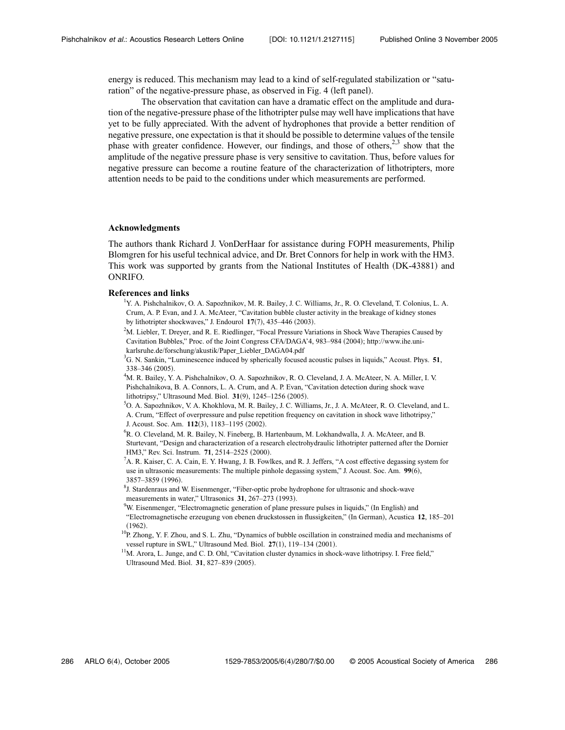energy is reduced. This mechanism may lead to a kind of self-regulated stabilization or "saturation" of the negative-pressure phase, as observed in Fig. 4 (left panel).

The observation that cavitation can have a dramatic effect on the amplitude and duration of the negative-pressure phase of the lithotripter pulse may well have implications that have yet to be fully appreciated. With the advent of hydrophones that provide a better rendition of negative pressure, one expectation is that it should be possible to determine values of the tensile phase with greater confidence. However, our findings, and those of others,[2,3] show that the amplitude of the negative pressure phase is very sensitive to cavitation. Thus, before values for negative pressure can become a routine feature of the characterization of lithotripters, more attention needs to be paid to the conditions under which measurements are performed.

### Acknowledgments

The authors thank Richard J. VonDerHaar for assistance during FOPH measurements, Philip Blomgren for his useful technical advice, and Dr. Bret Connors for help in work with the HM3. This work was supported by grants from the National Institutes of Health (DK-43881) and ONRIFO.

### References and links

[1] Y. A. Pishchalnikov, O. A. Sapozhnikov, M. R. Bailey, J. C. Williams, Jr., R. O. Cleveland, T. Colonius, L. A. Crum, A. P. Evan, and J. A. McAteer, "Cavitation bubble cluster activity in the breakage of kidney stones by lithotripter shockwaves," J. Endourol **17**(7), 435–446 (2003).

[2] M. Liebler, T. Dreyer, and R. E. Riedlinger, "Focal Pressure Variations in Shock Wave Therapies Caused by Cavitation Bubbles," Proc. of the Joint Congress CFA/DAGA'4, 983–984 (2004); http://www.ihe.uni-karlsruhe.de/forschung/akustik/Paper_Liebler_DAGA04.pdf

[3] G. N. Sankin, "Luminescence induced by spherically focused acoustic pulses in liquids," Acoust. Phys. **51**, 338–346 (2005).

[4] M. R. Bailey, Y. A. Pishchalnikov, O. A. Sapozhnikov, R. O. Cleveland, J. A. McAteer, N. A. Miller, I. V. Pishchalnikova, B. A. Connors, L. A. Crum, and A. P. Evan, "Cavitation detection during shock wave lithotripsy," Ultrasound Med. Biol. **31**(9), 1245–1256 (2005).

[5] O. A. Sapozhnikov, V. A. Khokhlova, M. R. Bailey, J. C. Williams, Jr., J. A. McAteer, R. O. Cleveland, and L. A. Crum, "Effect of overpressure and pulse repetition frequency on cavitation in shock wave lithotripsy," J. Acoust. Soc. Am. **112**(3), 1183–1195 (2002).

[6] R. O. Cleveland, M. R. Bailey, N. Fineberg, B. Hartenbaum, M. Lokhandwalla, J. A. McAteer, and B. Sturtevant, "Design and characterization of a research electrohydraulic lithotripter patterned after the Dornier HM3," Rev. Sci. Instrum. **71**, 2514–2525 (2000).

[7] A. R. Kaiser, C. A. Cain, E. Y. Hwang, J. B. Fowlkes, and R. J. Jeffers, "A cost effective degassing system for use in ultrasonic measurements: The multiple pinhole degassing system," J. Acoust. Soc. Am. **99**(6), 3857–3859 (1996).

[8] J. Stardenraus and W. Eisenmenger, "Fiber-optic probe hydrophone for ultrasonic and shock-wave measurements in water," Ultrasonics **31**, 267–273 (1993).

[9] W. Eisenmenger, "Electromagnetic generation of plane pressure pulses in liquids," (In English) and "Electromagnetische erzeugung von ebenen druckstossen in flussigkeiten," (In German), Acustica **12**, 185–201 (1962).

[10] P. Zhong, Y. F. Zhou, and S. L. Zhu, "Dynamics of bubble oscillation in constrained media and mechanisms of vessel rupture in SWL," Ultrasound Med. Biol. **27**(1), 119–134 (2001).

[11] M. Arora, L. Junge, and C. D. Ohl, "Cavitation cluster dynamics in shock-wave lithotripsy. I. Free field," Ultrasound Med. Biol. **31**, 827–839 (2005).